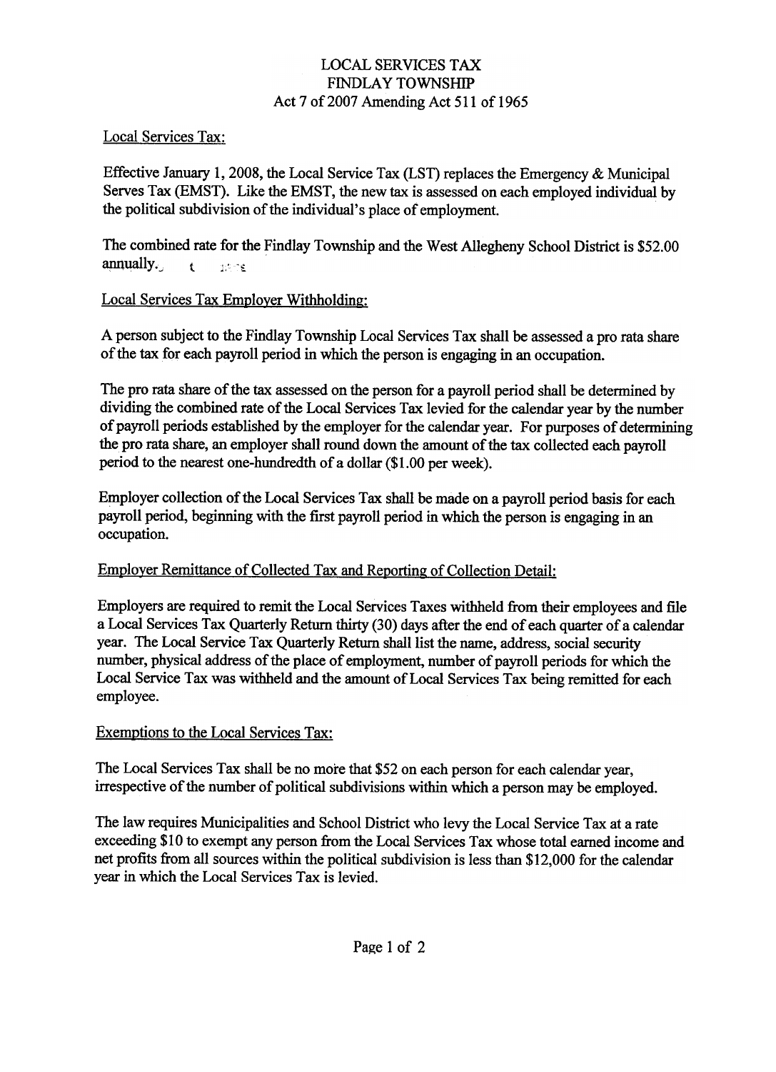# LOCAL SERVICES TAX
# FINDLAY TOWNSHIP
## Act 7 of 2007 Amending Act 511 of 1965

Local Services Tax:

Effective January 1, 2008, the Local Service Tax (LST) replaces the Emergency & Municipal Serves Tax (EMST). Like the EMST, the new tax is assessed on each employed individual by the political subdivision of the individual's place of employment.

The combined rate for the Findlay Township and the West Allegheny School District is $52.00 annually.

Local Services Tax Employer Withholding:

A person subject to the Findlay Township Local Services Tax shall be assessed a pro rata share of the tax for each payroll period in which the person is engaging in an occupation.

The pro rata share of the tax assessed on the person for a payroll period shall be determined by dividing the combined rate of the Local Services Tax levied for the calendar year by the number of payroll periods established by the employer for the calendar year. For purposes of determining the pro rata share, an employer shall round down the amount of the tax collected each payroll period to the nearest one-hundredth of a dollar ($1.00 per week).

Employer collection of the Local Services Tax shall be made on a payroll period basis for each payroll period, beginning with the first payroll period in which the person is engaging in an occupation.

Employer Remittance of Collected Tax and Reporting of Collection Detail:

Employers are required to remit the Local Services Taxes withheld from their employees and file a Local Services Tax Quarterly Return thirty (30) days after the end of each quarter of a calendar year. The Local Service Tax Quarterly Return shall list the name, address, social security number, physical address of the place of employment, number of payroll periods for which the Local Service Tax was withheld and the amount of Local Services Tax being remitted for each employee.

Exemptions to the Local Services Tax:

The Local Services Tax shall be no more that $52 on each person for each calendar year, irrespective of the number of political subdivisions within which a person may be employed.

The law requires Municipalities and School District who levy the Local Service Tax at a rate exceeding $10 to exempt any person from the Local Services Tax whose total earned income and net profits from all sources within the political subdivision is less than $12,000 for the calendar year in which the Local Services Tax is levied.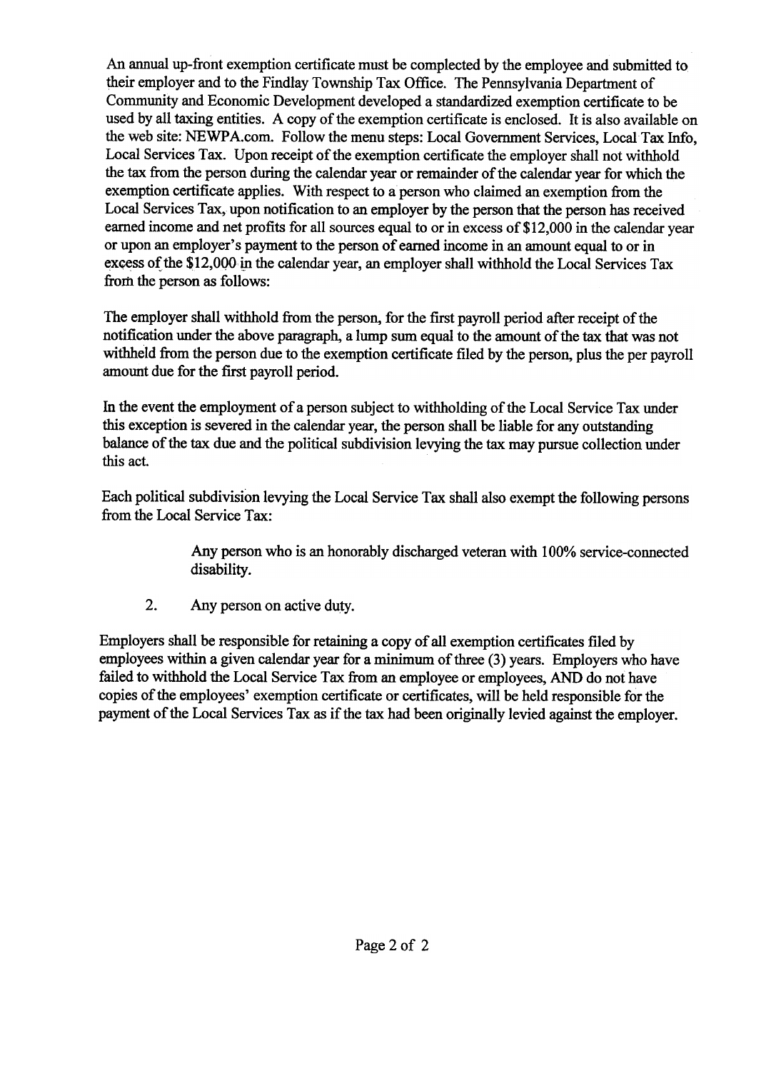An annual up-front exemption certificate must be complected by the employee and submitted to their employer and to the Findlay Township Tax Office. The Pennsylvania Department of Community and Economic Development developed a standardized exemption certificate to be used by all taxing entities. A copy of the exemption certificate is enclosed. It is also available on the web site: NEWPA.com. Follow the menu steps: Local Government Services, Local Tax Info, Local Services Tax. Upon receipt of the exemption certificate the employer shall not withhold the tax from the person during the calendar year or remainder of the calendar year for which the exemption certificate applies. With respect to a person who claimed an exemption from the Local Services Tax, upon notification to an employer by the person that the person has received earned income and net profits for all sources equal to or in excess of $12,000 in the calendar year or upon an employer's payment to the person of earned income in an amount equal to or in excess of the $12,000 in the calendar year, an employer shall withhold the Local Services Tax from the person as follows:

The employer shall withhold from the person, for the first payroll period after receipt of the notification under the above paragraph, a lump sum equal to the amount of the tax that was not withheld from the person due to the exemption certificate filed by the person, plus the per payroll amount due for the first payroll period.

In the event the employment of a person subject to withholding of the Local Service Tax under this exception is severed in the calendar year, the person shall be liable for any outstanding balance of the tax due and the political subdivision levying the tax may pursue collection under this act.

Each political subdivision levying the Local Service Tax shall also exempt the following persons from the Local Service Tax:

> Any person who is an honorably discharged veteran with 100% service-connected disability.

2. Any person on active duty.

Employers shall be responsible for retaining a copy of all exemption certificates filed by employees within a given calendar year for a minimum of three (3) years. Employers who have failed to withhold the Local Service Tax from an employee or employees, AND do not have copies of the employees' exemption certificate or certificates, will be held responsible for the payment of the Local Services Tax as if the tax had been originally levied against the employer.